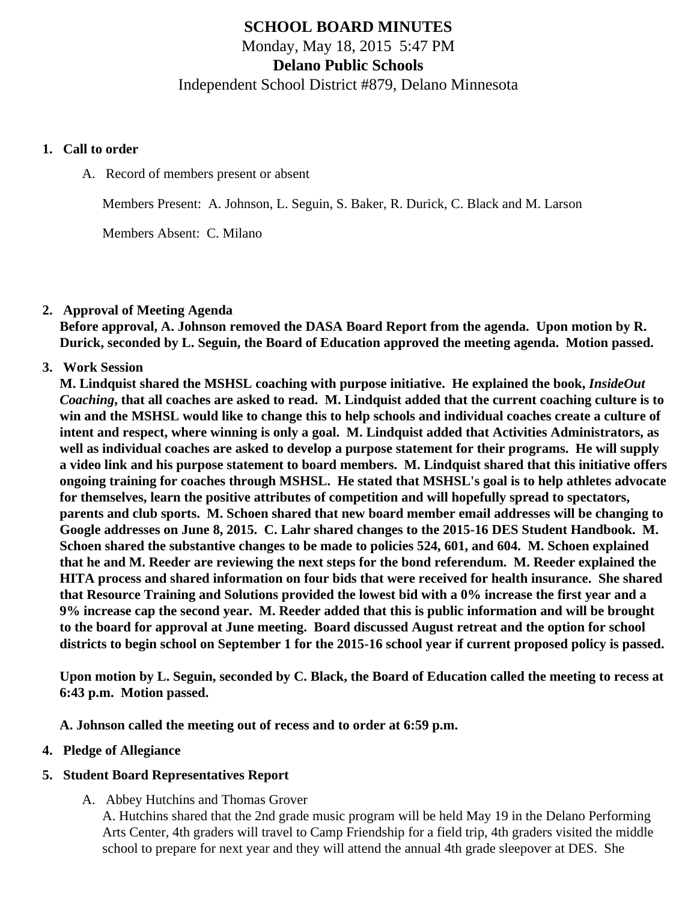# SCHOOL BOARD MINUTES

Monday, May 18, 2015 5:47 PM

**Delano Public Schools**

Independent School District #879, Delano Minnesota

1. **Call to order**

   A. Record of members present or absent

   Members Present: A. Johnson, L. Seguin, S. Baker, R. Durick, C. Black and M. Larson

   Members Absent: C. Milano

2. **Approval of Meeting Agenda**
   **Before approval, A. Johnson removed the DASA Board Report from the agenda. Upon motion by R. Durick, seconded by L. Seguin, the Board of Education approved the meeting agenda. Motion passed.**

3. **Work Session**
   **M. Lindquist shared the MSHSL coaching with purpose initiative. He explained the book, *InsideOut Coaching*, that all coaches are asked to read. M. Lindquist added that the current coaching culture is to win and the MSHSL would like to change this to help schools and individual coaches create a culture of intent and respect, where winning is only a goal. M. Lindquist added that Activities Administrators, as well as individual coaches are asked to develop a purpose statement for their programs. He will supply a video link and his purpose statement to board members. M. Lindquist shared that this initiative offers ongoing training for coaches through MSHSL. He stated that MSHSL's goal is to help athletes advocate for themselves, learn the positive attributes of competition and will hopefully spread to spectators, parents and club sports. M. Schoen shared that new board member email addresses will be changing to Google addresses on June 8, 2015. C. Lahr shared changes to the 2015-16 DES Student Handbook. M. Schoen shared the substantive changes to be made to policies 524, 601, and 604. M. Schoen explained that he and M. Reeder are reviewing the next steps for the bond referendum. M. Reeder explained the HITA process and shared information on four bids that were received for health insurance. She shared that Resource Training and Solutions provided the lowest bid with a 0% increase the first year and a 9% increase cap the second year. M. Reeder added that this is public information and will be brought to the board for approval at June meeting. Board discussed August retreat and the option for school districts to begin school on September 1 for the 2015-16 school year if current proposed policy is passed.**

   **Upon motion by L. Seguin, seconded by C. Black, the Board of Education called the meeting to recess at 6:43 p.m. Motion passed.**

   **A. Johnson called the meeting out of recess and to order at 6:59 p.m.**

4. **Pledge of Allegiance**

5. **Student Board Representatives Report**

   A. Abbey Hutchins and Thomas Grover
   A. Hutchins shared that the 2nd grade music program will be held May 19 in the Delano Performing Arts Center, 4th graders will travel to Camp Friendship for a field trip, 4th graders visited the middle school to prepare for next year and they will attend the annual 4th grade sleepover at DES. She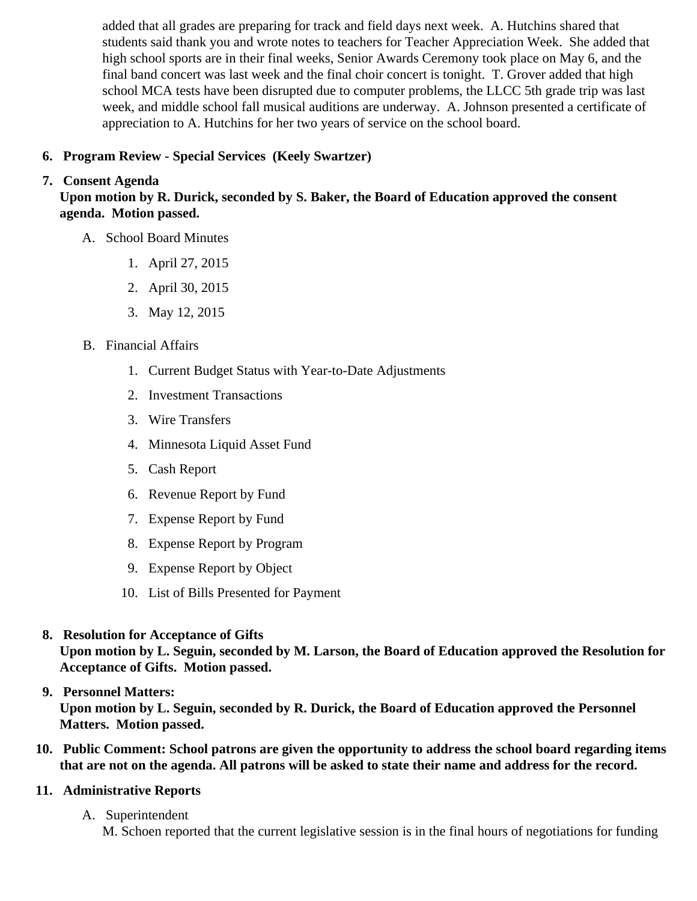added that all grades are preparing for track and field days next week. A. Hutchins shared that students said thank you and wrote notes to teachers for Teacher Appreciation Week. She added that high school sports are in their final weeks, Senior Awards Ceremony took place on May 6, and the final band concert was last week and the final choir concert is tonight. T. Grover added that high school MCA tests have been disrupted due to computer problems, the LLCC 5th grade trip was last week, and middle school fall musical auditions are underway. A. Johnson presented a certificate of appreciation to A. Hutchins for her two years of service on the school board.

6. **Program Review - Special Services (Keely Swartzer)**

7. **Consent Agenda**
   **Upon motion by R. Durick, seconded by S. Baker, the Board of Education approved the consent agenda. Motion passed.**

   A. School Board Minutes
      1. April 27, 2015
      2. April 30, 2015
      3. May 12, 2015

   B. Financial Affairs
      1. Current Budget Status with Year-to-Date Adjustments
      2. Investment Transactions
      3. Wire Transfers
      4. Minnesota Liquid Asset Fund
      5. Cash Report
      6. Revenue Report by Fund
      7. Expense Report by Fund
      8. Expense Report by Program
      9. Expense Report by Object
      10. List of Bills Presented for Payment

8. **Resolution for Acceptance of Gifts**
   **Upon motion by L. Seguin, seconded by M. Larson, the Board of Education approved the Resolution for Acceptance of Gifts. Motion passed.**

9. **Personnel Matters:**
   **Upon motion by L. Seguin, seconded by R. Durick, the Board of Education approved the Personnel Matters. Motion passed.**

10. **Public Comment: School patrons are given the opportunity to address the school board regarding items that are not on the agenda. All patrons will be asked to state their name and address for the record.**

11. **Administrative Reports**

    A. Superintendent
       M. Schoen reported that the current legislative session is in the final hours of negotiations for funding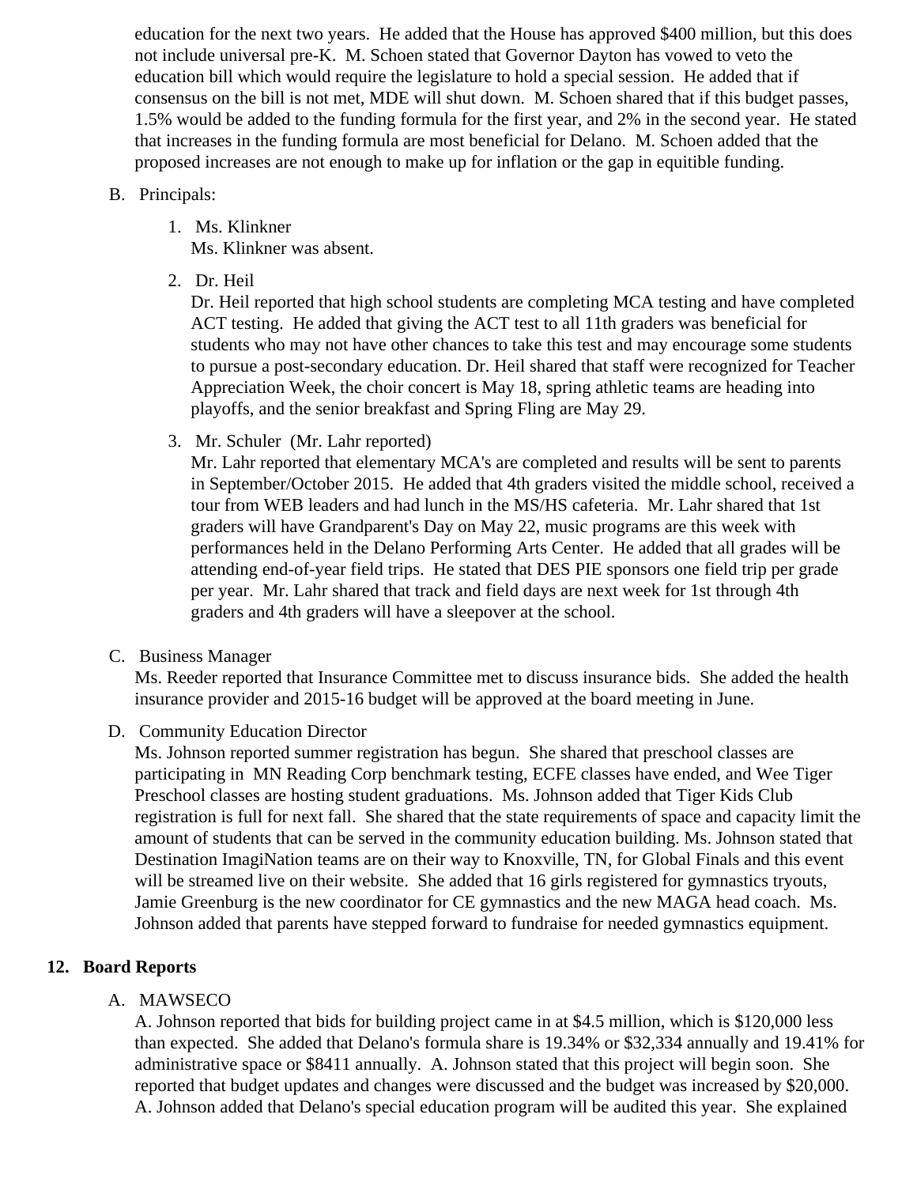education for the next two years. He added that the House has approved $400 million, but this does not include universal pre-K. M. Schoen stated that Governor Dayton has vowed to veto the education bill which would require the legislature to hold a special session. He added that if consensus on the bill is not met, MDE will shut down. M. Schoen shared that if this budget passes, 1.5% would be added to the funding formula for the first year, and 2% in the second year. He stated that increases in the funding formula are most beneficial for Delano. M. Schoen added that the proposed increases are not enough to make up for inflation or the gap in equitible funding.

B. Principals:

1. Ms. Klinkner
   Ms. Klinkner was absent.

2. Dr. Heil
   Dr. Heil reported that high school students are completing MCA testing and have completed ACT testing. He added that giving the ACT test to all 11th graders was beneficial for students who may not have other chances to take this test and may encourage some students to pursue a post-secondary education. Dr. Heil shared that staff were recognized for Teacher Appreciation Week, the choir concert is May 18, spring athletic teams are heading into playoffs, and the senior breakfast and Spring Fling are May 29.

3. Mr. Schuler (Mr. Lahr reported)
   Mr. Lahr reported that elementary MCA's are completed and results will be sent to parents in September/October 2015. He added that 4th graders visited the middle school, received a tour from WEB leaders and had lunch in the MS/HS cafeteria. Mr. Lahr shared that 1st graders will have Grandparent's Day on May 22, music programs are this week with performances held in the Delano Performing Arts Center. He added that all grades will be attending end-of-year field trips. He stated that DES PIE sponsors one field trip per grade per year. Mr. Lahr shared that track and field days are next week for 1st through 4th graders and 4th graders will have a sleepover at the school.

C. Business Manager
Ms. Reeder reported that Insurance Committee met to discuss insurance bids. She added the health insurance provider and 2015-16 budget will be approved at the board meeting in June.

D. Community Education Director
Ms. Johnson reported summer registration has begun. She shared that preschool classes are participating in MN Reading Corp benchmark testing, ECFE classes have ended, and Wee Tiger Preschool classes are hosting student graduations. Ms. Johnson added that Tiger Kids Club registration is full for next fall. She shared that the state requirements of space and capacity limit the amount of students that can be served in the community education building. Ms. Johnson stated that Destination ImagiNation teams are on their way to Knoxville, TN, for Global Finals and this event will be streamed live on their website. She added that 16 girls registered for gymnastics tryouts, Jamie Greenburg is the new coordinator for CE gymnastics and the new MAGA head coach. Ms. Johnson added that parents have stepped forward to fundraise for needed gymnastics equipment.

## 12. Board Reports

A. MAWSECO
A. Johnson reported that bids for building project came in at $4.5 million, which is $120,000 less than expected. She added that Delano's formula share is 19.34% or $32,334 annually and 19.41% for administrative space or $8411 annually. A. Johnson stated that this project will begin soon. She reported that budget updates and changes were discussed and the budget was increased by $20,000. A. Johnson added that Delano's special education program will be audited this year. She explained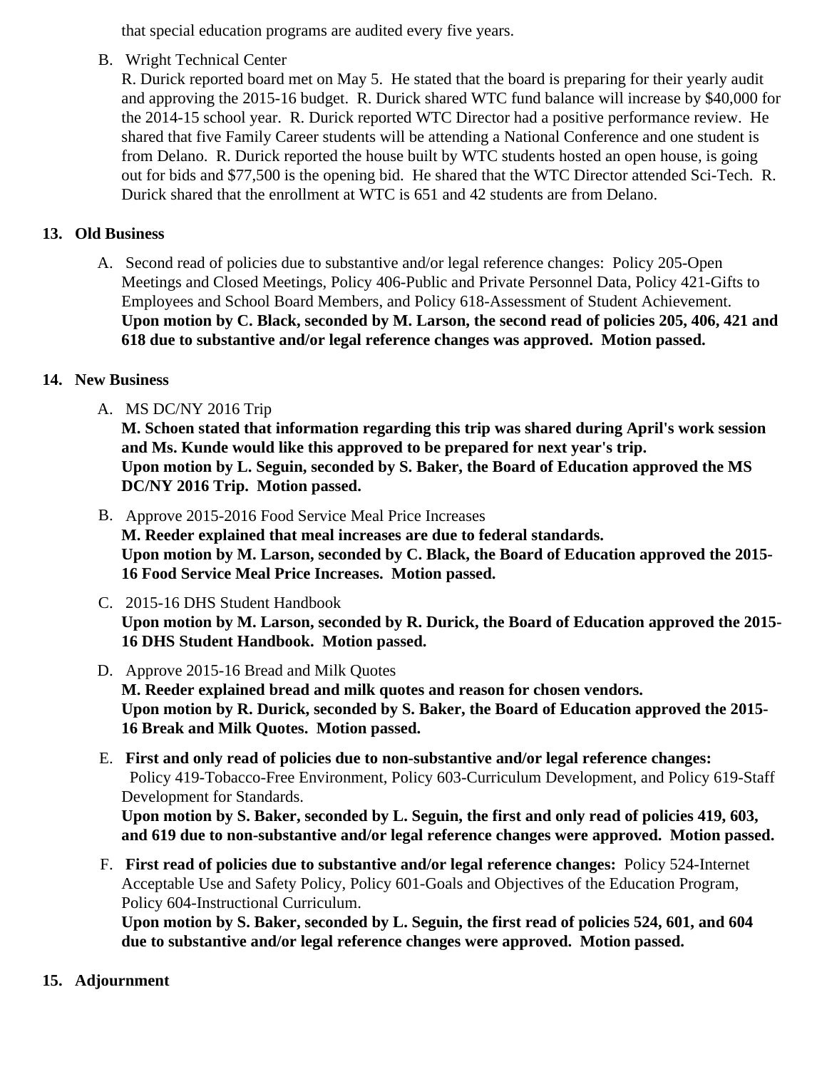that special education programs are audited every five years.

B. Wright Technical Center
R. Durick reported board met on May 5. He stated that the board is preparing for their yearly audit and approving the 2015-16 budget. R. Durick shared WTC fund balance will increase by $40,000 for the 2014-15 school year. R. Durick reported WTC Director had a positive performance review. He shared that five Family Career students will be attending a National Conference and one student is from Delano. R. Durick reported the house built by WTC students hosted an open house, is going out for bids and $77,500 is the opening bid. He shared that the WTC Director attended Sci-Tech. R. Durick shared that the enrollment at WTC is 651 and 42 students are from Delano.

**13. Old Business**

A. Second read of policies due to substantive and/or legal reference changes: Policy 205-Open Meetings and Closed Meetings, Policy 406-Public and Private Personnel Data, Policy 421-Gifts to Employees and School Board Members, and Policy 618-Assessment of Student Achievement.
**Upon motion by C. Black, seconded by M. Larson, the second read of policies 205, 406, 421 and 618 due to substantive and/or legal reference changes was approved. Motion passed.**

**14. New Business**

A. MS DC/NY 2016 Trip
**M. Schoen stated that information regarding this trip was shared during April's work session and Ms. Kunde would like this approved to be prepared for next year's trip.**
**Upon motion by L. Seguin, seconded by S. Baker, the Board of Education approved the MS DC/NY 2016 Trip. Motion passed.**

B. Approve 2015-2016 Food Service Meal Price Increases
**M. Reeder explained that meal increases are due to federal standards.**
**Upon motion by M. Larson, seconded by C. Black, the Board of Education approved the 2015-16 Food Service Meal Price Increases. Motion passed.**

C. 2015-16 DHS Student Handbook
**Upon motion by M. Larson, seconded by R. Durick, the Board of Education approved the 2015-16 DHS Student Handbook. Motion passed.**

D. Approve 2015-16 Bread and Milk Quotes
**M. Reeder explained bread and milk quotes and reason for chosen vendors.**
**Upon motion by R. Durick, seconded by S. Baker, the Board of Education approved the 2015-16 Break and Milk Quotes. Motion passed.**

E. **First and only read of policies due to non-substantive and/or legal reference changes:** Policy 419-Tobacco-Free Environment, Policy 603-Curriculum Development, and Policy 619-Staff Development for Standards.
**Upon motion by S. Baker, seconded by L. Seguin, the first and only read of policies 419, 603, and 619 due to non-substantive and/or legal reference changes were approved. Motion passed.**

F. **First read of policies due to substantive and/or legal reference changes:** Policy 524-Internet Acceptable Use and Safety Policy, Policy 601-Goals and Objectives of the Education Program, Policy 604-Instructional Curriculum.
**Upon motion by S. Baker, seconded by L. Seguin, the first read of policies 524, 601, and 604 due to substantive and/or legal reference changes were approved. Motion passed.**

**15. Adjournment**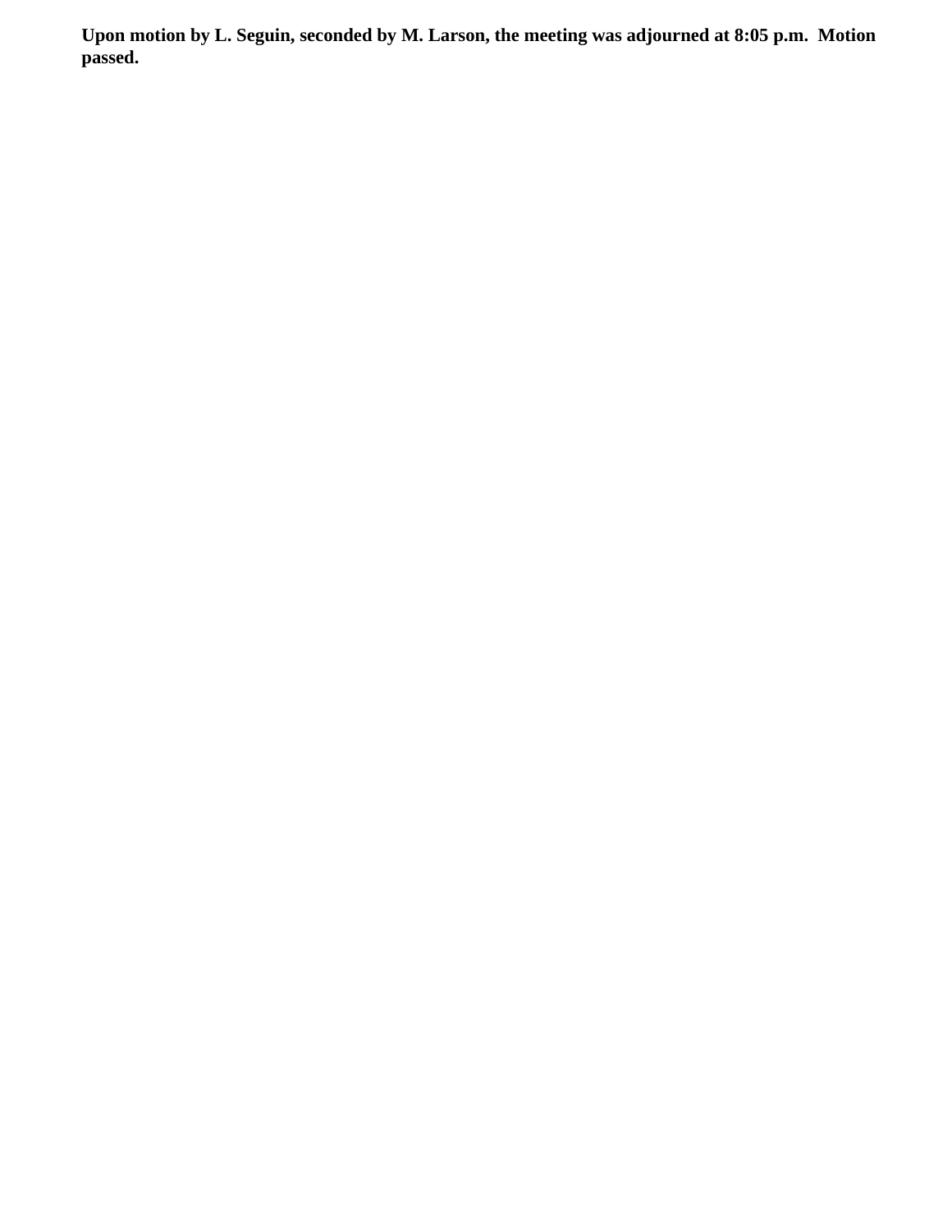**Upon motion by L. Seguin, seconded by M. Larson, the meeting was adjourned at 8:05 p.m. Motion passed.**